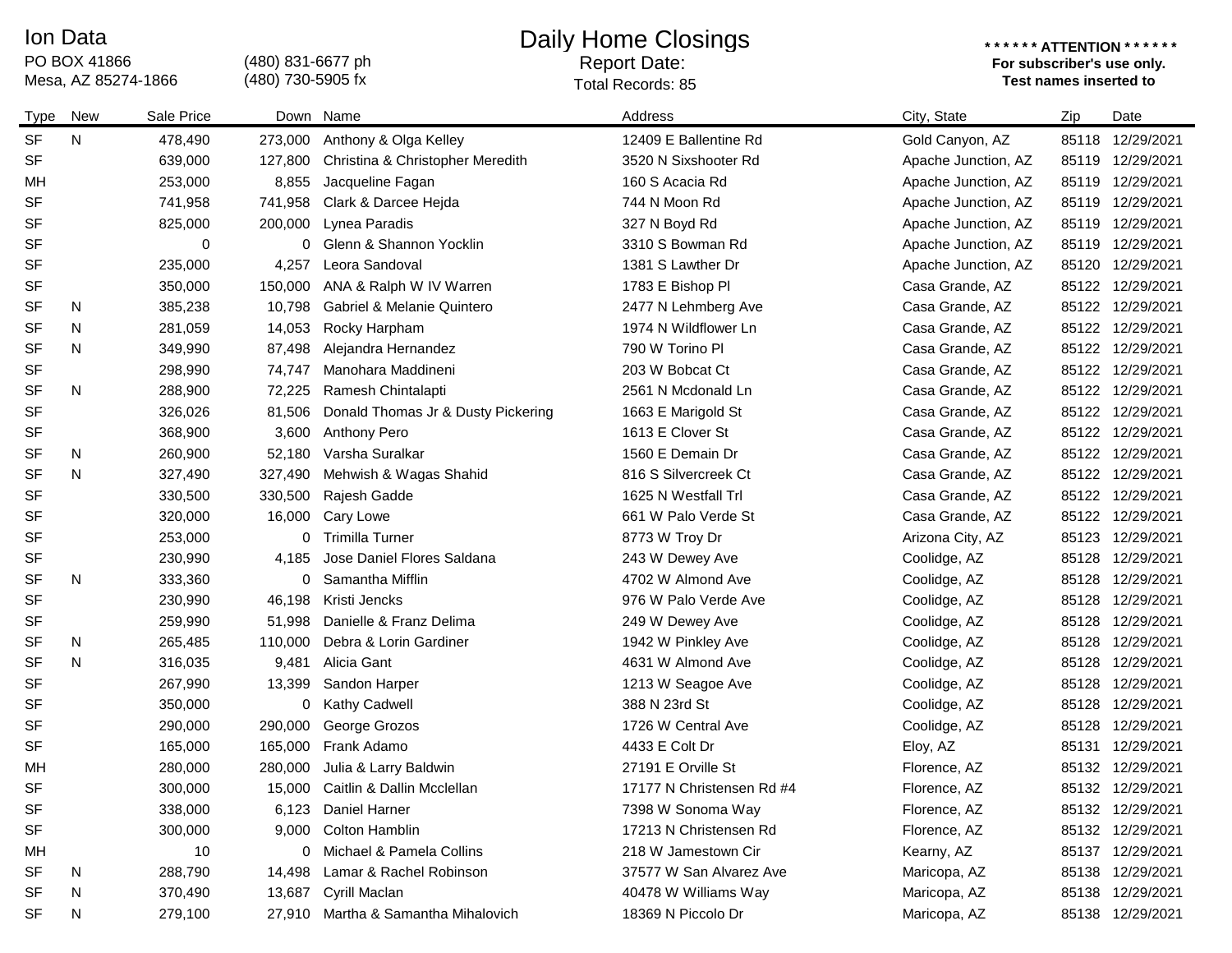Ion Data
PO BOX 41866
Mesa, AZ 85274-1866

(480) 831-6677 ph
(480) 730-5905 fx

# Daily Home Closings

Report Date:
Total Records: 85

**\* \* \* \* \* \* ATTENTION \* \* \* \* \* \***
**For subscriber's use only.**
**Test names inserted to**

| Type | New | Sale Price | Down | Name | Address | City, State | Zip | Date |
|---|---|---|---|---|---|---|---|---|
| SF | N | 478,490 | 273,000 | Anthony & Olga Kelley | 12409 E Ballentine Rd | Gold Canyon, AZ | 85118 | 12/29/2021 |
| SF | | 639,000 | 127,800 | Christina & Christopher Meredith | 3520 N Sixshooter Rd | Apache Junction, AZ | 85119 | 12/29/2021 |
| MH | | 253,000 | 8,855 | Jacqueline Fagan | 160 S Acacia Rd | Apache Junction, AZ | 85119 | 12/29/2021 |
| SF | | 741,958 | 741,958 | Clark & Darcee Hejda | 744 N Moon Rd | Apache Junction, AZ | 85119 | 12/29/2021 |
| SF | | 825,000 | 200,000 | Lynea Paradis | 327 N Boyd Rd | Apache Junction, AZ | 85119 | 12/29/2021 |
| SF | | 0 | 0 | Glenn & Shannon Yocklin | 3310 S Bowman Rd | Apache Junction, AZ | 85119 | 12/29/2021 |
| SF | | 235,000 | 4,257 | Leora Sandoval | 1381 S Lawther Dr | Apache Junction, AZ | 85120 | 12/29/2021 |
| SF | | 350,000 | 150,000 | ANA & Ralph W IV Warren | 1783 E Bishop Pl | Casa Grande, AZ | 85122 | 12/29/2021 |
| SF | N | 385,238 | 10,798 | Gabriel & Melanie Quintero | 2477 N Lehmberg Ave | Casa Grande, AZ | 85122 | 12/29/2021 |
| SF | N | 281,059 | 14,053 | Rocky Harpham | 1974 N Wildflower Ln | Casa Grande, AZ | 85122 | 12/29/2021 |
| SF | N | 349,990 | 87,498 | Alejandra Hernandez | 790 W Torino Pl | Casa Grande, AZ | 85122 | 12/29/2021 |
| SF | | 298,990 | 74,747 | Manohara Maddineni | 203 W Bobcat Ct | Casa Grande, AZ | 85122 | 12/29/2021 |
| SF | N | 288,900 | 72,225 | Ramesh Chintalapti | 2561 N Mcdonald Ln | Casa Grande, AZ | 85122 | 12/29/2021 |
| SF | | 326,026 | 81,506 | Donald Thomas Jr & Dusty Pickering | 1663 E Marigold St | Casa Grande, AZ | 85122 | 12/29/2021 |
| SF | | 368,900 | 3,600 | Anthony Pero | 1613 E Clover St | Casa Grande, AZ | 85122 | 12/29/2021 |
| SF | N | 260,900 | 52,180 | Varsha Suralkar | 1560 E Demain Dr | Casa Grande, AZ | 85122 | 12/29/2021 |
| SF | N | 327,490 | 327,490 | Mehwish & Wagas Shahid | 816 S Silvercreek Ct | Casa Grande, AZ | 85122 | 12/29/2021 |
| SF | | 330,500 | 330,500 | Rajesh Gadde | 1625 N Westfall Trl | Casa Grande, AZ | 85122 | 12/29/2021 |
| SF | | 320,000 | 16,000 | Cary Lowe | 661 W Palo Verde St | Casa Grande, AZ | 85122 | 12/29/2021 |
| SF | | 253,000 | 0 | Trimilla Turner | 8773 W Troy Dr | Arizona City, AZ | 85123 | 12/29/2021 |
| SF | | 230,990 | 4,185 | Jose Daniel Flores Saldana | 243 W Dewey Ave | Coolidge, AZ | 85128 | 12/29/2021 |
| SF | N | 333,360 | 0 | Samantha Mifflin | 4702 W Almond Ave | Coolidge, AZ | 85128 | 12/29/2021 |
| SF | | 230,990 | 46,198 | Kristi Jencks | 976 W Palo Verde Ave | Coolidge, AZ | 85128 | 12/29/2021 |
| SF | | 259,990 | 51,998 | Danielle & Franz Delima | 249 W Dewey Ave | Coolidge, AZ | 85128 | 12/29/2021 |
| SF | N | 265,485 | 110,000 | Debra & Lorin Gardiner | 1942 W Pinkley Ave | Coolidge, AZ | 85128 | 12/29/2021 |
| SF | N | 316,035 | 9,481 | Alicia Gant | 4631 W Almond Ave | Coolidge, AZ | 85128 | 12/29/2021 |
| SF | | 267,990 | 13,399 | Sandon Harper | 1213 W Seagoe Ave | Coolidge, AZ | 85128 | 12/29/2021 |
| SF | | 350,000 | 0 | Kathy Cadwell | 388 N 23rd St | Coolidge, AZ | 85128 | 12/29/2021 |
| SF | | 290,000 | 290,000 | George Grozos | 1726 W Central Ave | Coolidge, AZ | 85128 | 12/29/2021 |
| SF | | 165,000 | 165,000 | Frank Adamo | 4433 E Colt Dr | Eloy, AZ | 85131 | 12/29/2021 |
| MH | | 280,000 | 280,000 | Julia & Larry Baldwin | 27191 E Orville St | Florence, AZ | 85132 | 12/29/2021 |
| SF | | 300,000 | 15,000 | Caitlin & Dallin Mcclellan | 17177 N Christensen Rd #4 | Florence, AZ | 85132 | 12/29/2021 |
| SF | | 338,000 | 6,123 | Daniel Harner | 7398 W Sonoma Way | Florence, AZ | 85132 | 12/29/2021 |
| SF | | 300,000 | 9,000 | Colton Hamblin | 17213 N Christensen Rd | Florence, AZ | 85132 | 12/29/2021 |
| MH | | 10 | 0 | Michael & Pamela Collins | 218 W Jamestown Cir | Kearny, AZ | 85137 | 12/29/2021 |
| SF | N | 288,790 | 14,498 | Lamar & Rachel Robinson | 37577 W San Alvarez Ave | Maricopa, AZ | 85138 | 12/29/2021 |
| SF | N | 370,490 | 13,687 | Cyrill Maclan | 40478 W Williams Way | Maricopa, AZ | 85138 | 12/29/2021 |
| SF | N | 279,100 | 27,910 | Martha & Samantha Mihalovich | 18369 N Piccolo Dr | Maricopa, AZ | 85138 | 12/29/2021 |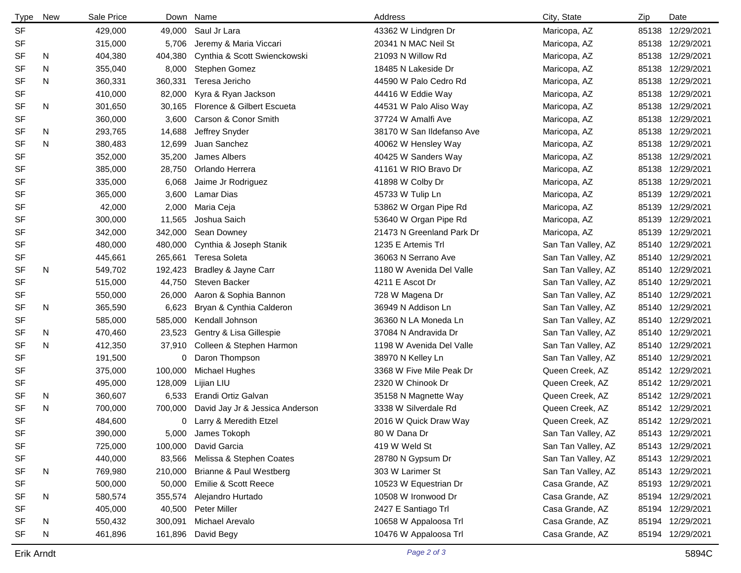| Type | New | Sale Price | Down | Name | Address | City, State | Zip | Date |
|---|---|---|---|---|---|---|---|---|
| SF | | 429,000 | 49,000 | Saul Jr Lara | 43362 W Lindgren Dr | Maricopa, AZ | 85138 | 12/29/2021 |
| SF | | 315,000 | 5,706 | Jeremy & Maria Viccari | 20341 N MAC Neil St | Maricopa, AZ | 85138 | 12/29/2021 |
| SF | N | 404,380 | 404,380 | Cynthia & Scott Swienckowski | 21093 N Willow Rd | Maricopa, AZ | 85138 | 12/29/2021 |
| SF | N | 355,040 | 8,000 | Stephen Gomez | 18485 N Lakeside Dr | Maricopa, AZ | 85138 | 12/29/2021 |
| SF | N | 360,331 | 360,331 | Teresa Jericho | 44590 W Palo Cedro Rd | Maricopa, AZ | 85138 | 12/29/2021 |
| SF | | 410,000 | 82,000 | Kyra & Ryan Jackson | 44416 W Eddie Way | Maricopa, AZ | 85138 | 12/29/2021 |
| SF | N | 301,650 | 30,165 | Florence & Gilbert Escueta | 44531 W Palo Aliso Way | Maricopa, AZ | 85138 | 12/29/2021 |
| SF | | 360,000 | 3,600 | Carson & Conor Smith | 37724 W Amalfi Ave | Maricopa, AZ | 85138 | 12/29/2021 |
| SF | N | 293,765 | 14,688 | Jeffrey Snyder | 38170 W San Ildefanso Ave | Maricopa, AZ | 85138 | 12/29/2021 |
| SF | N | 380,483 | 12,699 | Juan Sanchez | 40062 W Hensley Way | Maricopa, AZ | 85138 | 12/29/2021 |
| SF | | 352,000 | 35,200 | James Albers | 40425 W Sanders Way | Maricopa, AZ | 85138 | 12/29/2021 |
| SF | | 385,000 | 28,750 | Orlando Herrera | 41161 W RIO Bravo Dr | Maricopa, AZ | 85138 | 12/29/2021 |
| SF | | 335,000 | 6,068 | Jaime Jr Rodriguez | 41898 W Colby Dr | Maricopa, AZ | 85138 | 12/29/2021 |
| SF | | 365,000 | 3,600 | Lamar Dias | 45733 W Tulip Ln | Maricopa, AZ | 85139 | 12/29/2021 |
| SF | | 42,000 | 2,000 | Maria Ceja | 53862 W Organ Pipe Rd | Maricopa, AZ | 85139 | 12/29/2021 |
| SF | | 300,000 | 11,565 | Joshua Saich | 53640 W Organ Pipe Rd | Maricopa, AZ | 85139 | 12/29/2021 |
| SF | | 342,000 | 342,000 | Sean Downey | 21473 N Greenland Park Dr | Maricopa, AZ | 85139 | 12/29/2021 |
| SF | | 480,000 | 480,000 | Cynthia & Joseph Stanik | 1235 E Artemis Trl | San Tan Valley, AZ | 85140 | 12/29/2021 |
| SF | | 445,661 | 265,661 | Teresa Soleta | 36063 N Serrano Ave | San Tan Valley, AZ | 85140 | 12/29/2021 |
| SF | N | 549,702 | 192,423 | Bradley & Jayne Carr | 1180 W Avenida Del Valle | San Tan Valley, AZ | 85140 | 12/29/2021 |
| SF | | 515,000 | 44,750 | Steven Backer | 4211 E Ascot Dr | San Tan Valley, AZ | 85140 | 12/29/2021 |
| SF | | 550,000 | 26,000 | Aaron & Sophia Bannon | 728 W Magena Dr | San Tan Valley, AZ | 85140 | 12/29/2021 |
| SF | N | 365,590 | 6,623 | Bryan & Cynthia Calderon | 36949 N Addison Ln | San Tan Valley, AZ | 85140 | 12/29/2021 |
| SF | | 585,000 | 585,000 | Kendall Johnson | 36360 N LA Moneda Ln | San Tan Valley, AZ | 85140 | 12/29/2021 |
| SF | N | 470,460 | 23,523 | Gentry & Lisa Gillespie | 37084 N Andravida Dr | San Tan Valley, AZ | 85140 | 12/29/2021 |
| SF | N | 412,350 | 37,910 | Colleen & Stephen Harmon | 1198 W Avenida Del Valle | San Tan Valley, AZ | 85140 | 12/29/2021 |
| SF | | 191,500 | 0 | Daron Thompson | 38970 N Kelley Ln | San Tan Valley, AZ | 85140 | 12/29/2021 |
| SF | | 375,000 | 100,000 | Michael Hughes | 3368 W Five Mile Peak Dr | Queen Creek, AZ | 85142 | 12/29/2021 |
| SF | | 495,000 | 128,009 | Lijian LIU | 2320 W Chinook Dr | Queen Creek, AZ | 85142 | 12/29/2021 |
| SF | N | 360,607 | 6,533 | Erandi Ortiz Galvan | 35158 N Magnette Way | Queen Creek, AZ | 85142 | 12/29/2021 |
| SF | N | 700,000 | 700,000 | David Jay Jr & Jessica Anderson | 3338 W Silverdale Rd | Queen Creek, AZ | 85142 | 12/29/2021 |
| SF | | 484,600 | 0 | Larry & Meredith Etzel | 2016 W Quick Draw Way | Queen Creek, AZ | 85142 | 12/29/2021 |
| SF | | 390,000 | 5,000 | James Tokoph | 80 W Dana Dr | San Tan Valley, AZ | 85143 | 12/29/2021 |
| SF | | 725,000 | 100,000 | David Garcia | 419 W Weld St | San Tan Valley, AZ | 85143 | 12/29/2021 |
| SF | | 440,000 | 83,566 | Melissa & Stephen Coates | 28780 N Gypsum Dr | San Tan Valley, AZ | 85143 | 12/29/2021 |
| SF | N | 769,980 | 210,000 | Brianne & Paul Westberg | 303 W Larimer St | San Tan Valley, AZ | 85143 | 12/29/2021 |
| SF | | 500,000 | 50,000 | Emilie & Scott Reece | 10523 W Equestrian Dr | Casa Grande, AZ | 85193 | 12/29/2021 |
| SF | N | 580,574 | 355,574 | Alejandro Hurtado | 10508 W Ironwood Dr | Casa Grande, AZ | 85194 | 12/29/2021 |
| SF | | 405,000 | 40,500 | Peter Miller | 2427 E Santiago Trl | Casa Grande, AZ | 85194 | 12/29/2021 |
| SF | N | 550,432 | 300,091 | Michael Arevalo | 10658 W Appaloosa Trl | Casa Grande, AZ | 85194 | 12/29/2021 |
| SF | N | 461,896 | 161,896 | David Begy | 10476 W Appaloosa Trl | Casa Grande, AZ | 85194 | 12/29/2021 |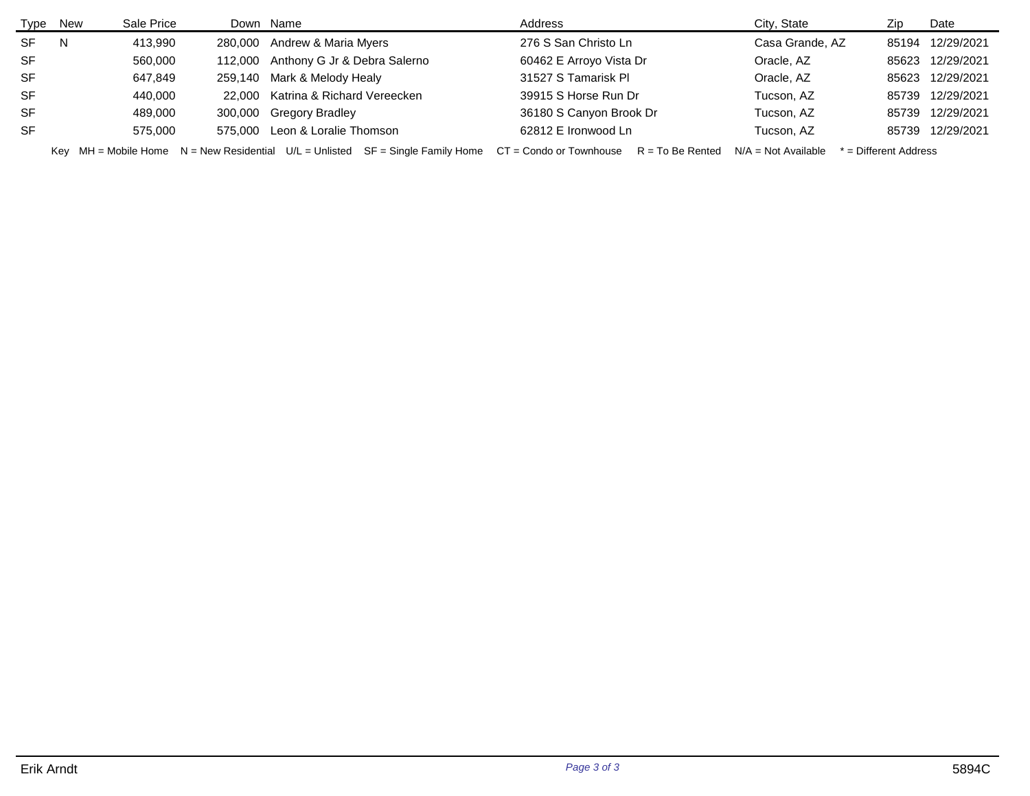| Type | New | Sale Price | Down | Name | Address | City, State | Zip | Date |
|---|---|---|---|---|---|---|---|---|
| SF | N | 413,990 | 280,000 | Andrew & Maria Myers | 276 S San Christo Ln | Casa Grande, AZ | 85194 | 12/29/2021 |
| SF | | 560,000 | 112,000 | Anthony G Jr & Debra Salerno | 60462 E Arroyo Vista Dr | Oracle, AZ | 85623 | 12/29/2021 |
| SF | | 647,849 | 259,140 | Mark & Melody Healy | 31527 S Tamarisk Pl | Oracle, AZ | 85623 | 12/29/2021 |
| SF | | 440,000 | 22,000 | Katrina & Richard Vereecken | 39915 S Horse Run Dr | Tucson, AZ | 85739 | 12/29/2021 |
| SF | | 489,000 | 300,000 | Gregory Bradley | 36180 S Canyon Brook Dr | Tucson, AZ | 85739 | 12/29/2021 |
| SF | | 575,000 | 575,000 | Leon & Loralie Thomson | 62812 E Ironwood Ln | Tucson, AZ | 85739 | 12/29/2021 |

Key MH = Mobile Home N = New Residential U/L = Unlisted SF = Single Family Home CT = Condo or Townhouse R = To Be Rented N/A = Not Available * = Different Address

Erik Arndt 5894C